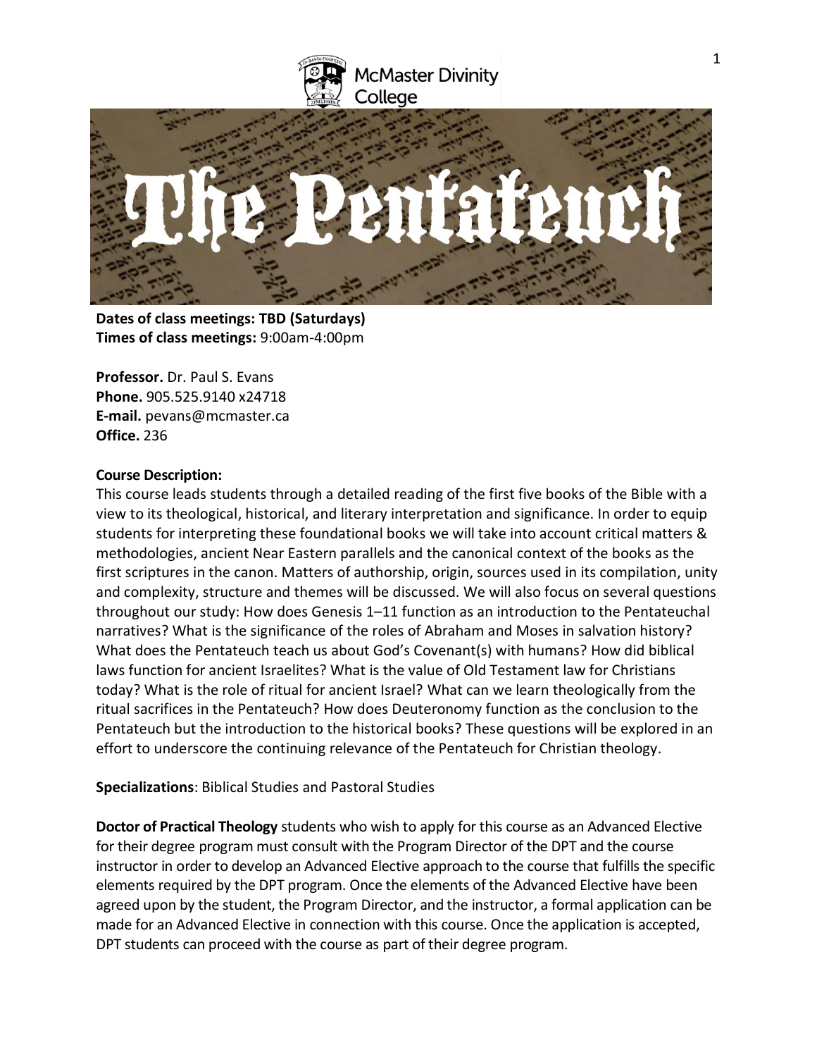McMaster Divinity College

# The Pentateuch

**Dates of class meetings: TBD (Saturdays)**
**Times of class meetings:** 9:00am-4:00pm

**Professor.** Dr. Paul S. Evans
**Phone.** 905.525.9140 x24718
**E-mail.** pevans@mcmaster.ca
**Office.** 236

**Course Description:**
This course leads students through a detailed reading of the first five books of the Bible with a view to its theological, historical, and literary interpretation and significance. In order to equip students for interpreting these foundational books we will take into account critical matters & methodologies, ancient Near Eastern parallels and the canonical context of the books as the first scriptures in the canon. Matters of authorship, origin, sources used in its compilation, unity and complexity, structure and themes will be discussed. We will also focus on several questions throughout our study: How does Genesis 1–11 function as an introduction to the Pentateuchal narratives? What is the significance of the roles of Abraham and Moses in salvation history? What does the Pentateuch teach us about God's Covenant(s) with humans? How did biblical laws function for ancient Israelites? What is the value of Old Testament law for Christians today? What is the role of ritual for ancient Israel? What can we learn theologically from the ritual sacrifices in the Pentateuch? How does Deuteronomy function as the conclusion to the Pentateuch but the introduction to the historical books? These questions will be explored in an effort to underscore the continuing relevance of the Pentateuch for Christian theology.

**Specializations**: Biblical Studies and Pastoral Studies

**Doctor of Practical Theology** students who wish to apply for this course as an Advanced Elective for their degree program must consult with the Program Director of the DPT and the course instructor in order to develop an Advanced Elective approach to the course that fulfills the specific elements required by the DPT program. Once the elements of the Advanced Elective have been agreed upon by the student, the Program Director, and the instructor, a formal application can be made for an Advanced Elective in connection with this course. Once the application is accepted, DPT students can proceed with the course as part of their degree program.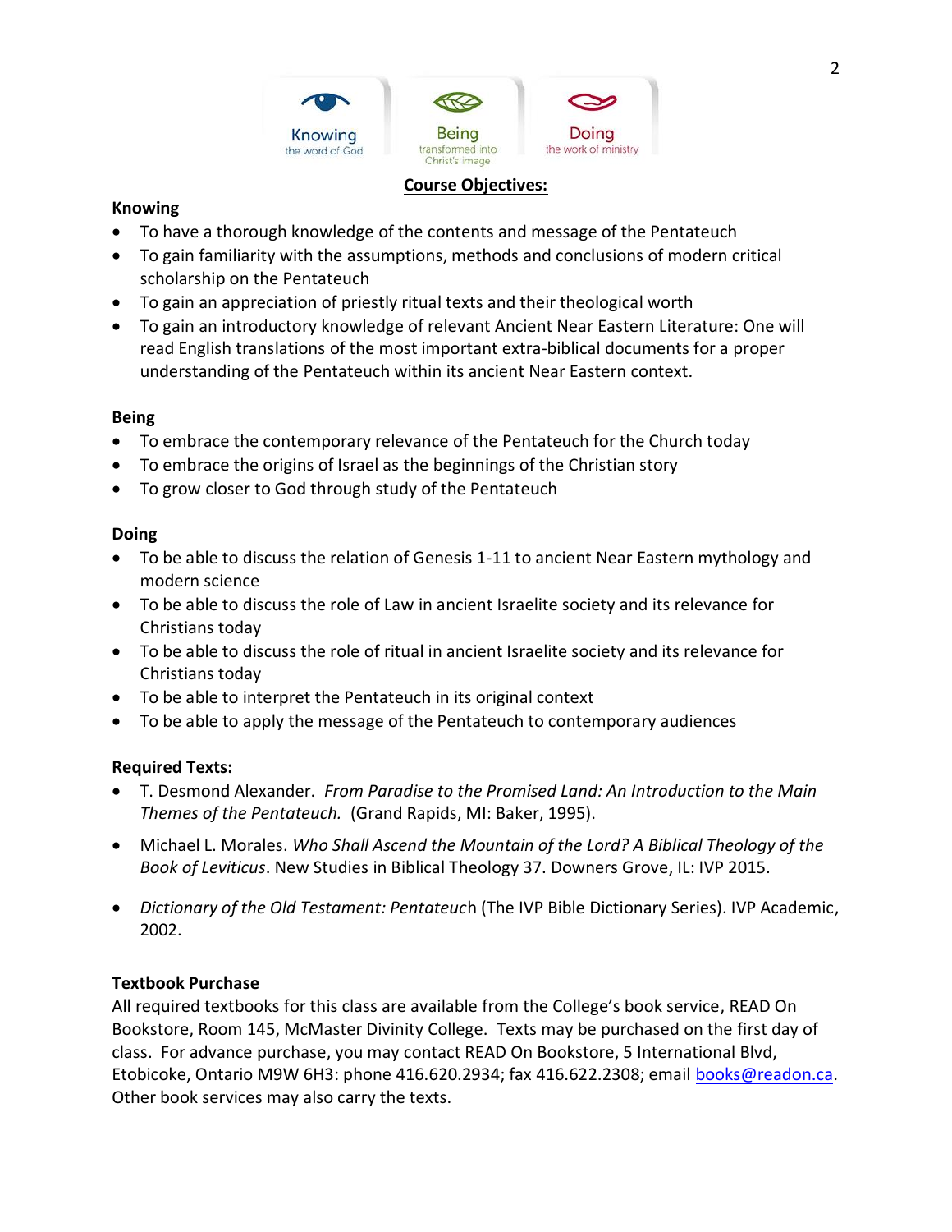Knowing the word of God | Being transformed into Christ's image | Doing the work of ministry

## Course Objectives:

**Knowing**

- To have a thorough knowledge of the contents and message of the Pentateuch
- To gain familiarity with the assumptions, methods and conclusions of modern critical scholarship on the Pentateuch
- To gain an appreciation of priestly ritual texts and their theological worth
- To gain an introductory knowledge of relevant Ancient Near Eastern Literature: One will read English translations of the most important extra-biblical documents for a proper understanding of the Pentateuch within its ancient Near Eastern context.

**Being**

- To embrace the contemporary relevance of the Pentateuch for the Church today
- To embrace the origins of Israel as the beginnings of the Christian story
- To grow closer to God through study of the Pentateuch

**Doing**

- To be able to discuss the relation of Genesis 1-11 to ancient Near Eastern mythology and modern science
- To be able to discuss the role of Law in ancient Israelite society and its relevance for Christians today
- To be able to discuss the role of ritual in ancient Israelite society and its relevance for Christians today
- To be able to interpret the Pentateuch in its original context
- To be able to apply the message of the Pentateuch to contemporary audiences

**Required Texts:**

- T. Desmond Alexander. *From Paradise to the Promised Land: An Introduction to the Main Themes of the Pentateuch.* (Grand Rapids, MI: Baker, 1995).
- Michael L. Morales. *Who Shall Ascend the Mountain of the Lord? A Biblical Theology of the Book of Leviticus*. New Studies in Biblical Theology 37. Downers Grove, IL: IVP 2015.
- *Dictionary of the Old Testament: Pentateuch* (The IVP Bible Dictionary Series). IVP Academic, 2002.

**Textbook Purchase**

All required textbooks for this class are available from the College's book service, READ On Bookstore, Room 145, McMaster Divinity College. Texts may be purchased on the first day of class. For advance purchase, you may contact READ On Bookstore, 5 International Blvd, Etobicoke, Ontario M9W 6H3: phone 416.620.2934; fax 416.622.2308; email books@readon.ca. Other book services may also carry the texts.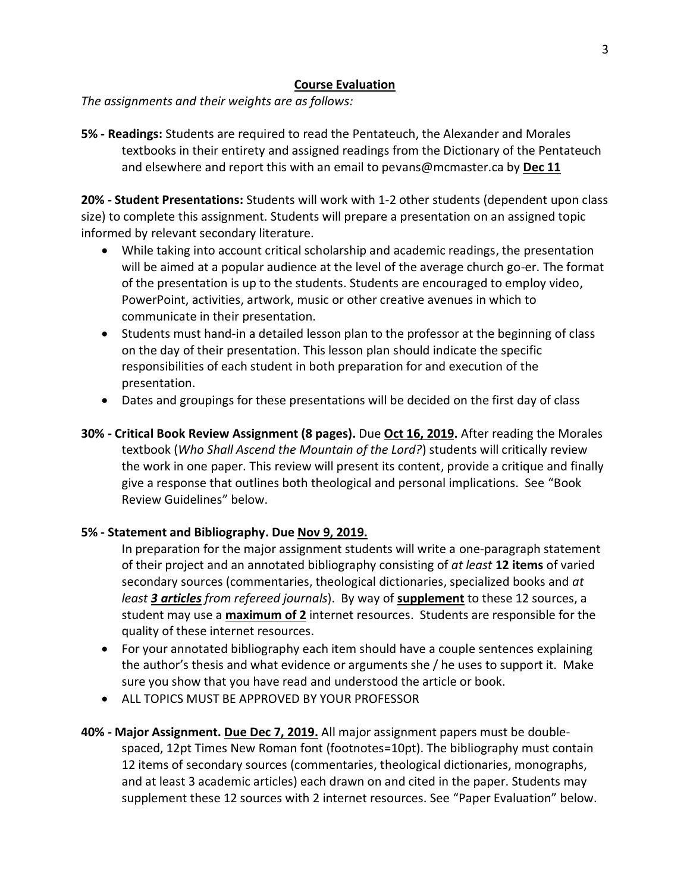## Course Evaluation

*The assignments and their weights are as follows:*

**5% - Readings:** Students are required to read the Pentateuch, the Alexander and Morales textbooks in their entirety and assigned readings from the Dictionary of the Pentateuch and elsewhere and report this with an email to pevans@mcmaster.ca by **Dec 11**

**20% - Student Presentations:** Students will work with 1-2 other students (dependent upon class size) to complete this assignment. Students will prepare a presentation on an assigned topic informed by relevant secondary literature.

- While taking into account critical scholarship and academic readings, the presentation will be aimed at a popular audience at the level of the average church go-er. The format of the presentation is up to the students. Students are encouraged to employ video, PowerPoint, activities, artwork, music or other creative avenues in which to communicate in their presentation.
- Students must hand-in a detailed lesson plan to the professor at the beginning of class on the day of their presentation. This lesson plan should indicate the specific responsibilities of each student in both preparation for and execution of the presentation.
- Dates and groupings for these presentations will be decided on the first day of class

**30% - Critical Book Review Assignment (8 pages).** Due **Oct 16, 2019.** After reading the Morales textbook (*Who Shall Ascend the Mountain of the Lord?*) students will critically review the work in one paper. This review will present its content, provide a critique and finally give a response that outlines both theological and personal implications. See "Book Review Guidelines" below.

**5% - Statement and Bibliography. Due Nov 9, 2019.**

In preparation for the major assignment students will write a one-paragraph statement of their project and an annotated bibliography consisting of *at least* **12 items** of varied secondary sources (commentaries, theological dictionaries, specialized books and *at least* ***3 articles*** *from refereed journals*). By way of **supplement** to these 12 sources, a student may use a **maximum of 2** internet resources. Students are responsible for the quality of these internet resources.

- For your annotated bibliography each item should have a couple sentences explaining the author's thesis and what evidence or arguments she / he uses to support it. Make sure you show that you have read and understood the article or book.
- ALL TOPICS MUST BE APPROVED BY YOUR PROFESSOR

**40% - Major Assignment. Due Dec 7, 2019.** All major assignment papers must be double-spaced, 12pt Times New Roman font (footnotes=10pt). The bibliography must contain 12 items of secondary sources (commentaries, theological dictionaries, monographs, and at least 3 academic articles) each drawn on and cited in the paper. Students may supplement these 12 sources with 2 internet resources. See "Paper Evaluation" below.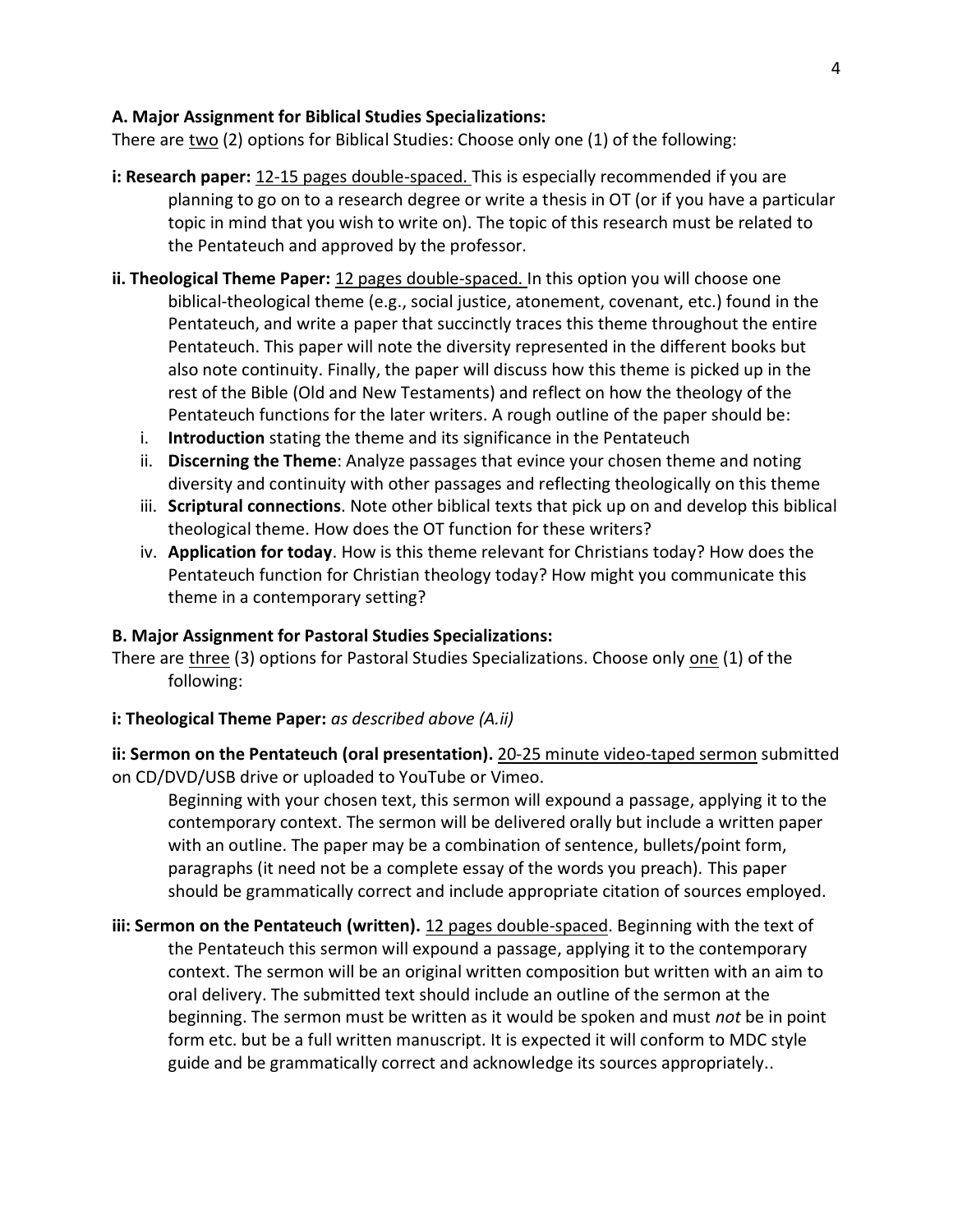**A. Major Assignment for Biblical Studies Specializations:**

There are <u>two</u> (2) options for Biblical Studies: Choose only one (1) of the following:

**i: Research paper:** <u>12-15 pages double-spaced.</u> This is especially recommended if you are planning to go on to a research degree or write a thesis in OT (or if you have a particular topic in mind that you wish to write on). The topic of this research must be related to the Pentateuch and approved by the professor.

**ii. Theological Theme Paper:** <u>12 pages double-spaced.</u> In this option you will choose one biblical-theological theme (e.g., social justice, atonement, covenant, etc.) found in the Pentateuch, and write a paper that succinctly traces this theme throughout the entire Pentateuch. This paper will note the diversity represented in the different books but also note continuity. Finally, the paper will discuss how this theme is picked up in the rest of the Bible (Old and New Testaments) and reflect on how the theology of the Pentateuch functions for the later writers. A rough outline of the paper should be:

i. **Introduction** stating the theme and its significance in the Pentateuch
ii. **Discerning the Theme**: Analyze passages that evince your chosen theme and noting diversity and continuity with other passages and reflecting theologically on this theme
iii. **Scriptural connections**. Note other biblical texts that pick up on and develop this biblical theological theme. How does the OT function for these writers?
iv. **Application for today**. How is this theme relevant for Christians today? How does the Pentateuch function for Christian theology today? How might you communicate this theme in a contemporary setting?

**B. Major Assignment for Pastoral Studies Specializations:**

There are <u>three</u> (3) options for Pastoral Studies Specializations. Choose only <u>one</u> (1) of the following:

**i: Theological Theme Paper:** *as described above (A.ii)*

**ii: Sermon on the Pentateuch (oral presentation).** <u>20-25 minute video-taped sermon</u> submitted on CD/DVD/USB drive or uploaded to YouTube or Vimeo.

Beginning with your chosen text, this sermon will expound a passage, applying it to the contemporary context. The sermon will be delivered orally but include a written paper with an outline. The paper may be a combination of sentence, bullets/point form, paragraphs (it need not be a complete essay of the words you preach). This paper should be grammatically correct and include appropriate citation of sources employed.

**iii: Sermon on the Pentateuch (written).** <u>12 pages double-spaced</u>. Beginning with the text of the Pentateuch this sermon will expound a passage, applying it to the contemporary context. The sermon will be an original written composition but written with an aim to oral delivery. The submitted text should include an outline of the sermon at the beginning. The sermon must be written as it would be spoken and must *not* be in point form etc. but be a full written manuscript. It is expected it will conform to MDC style guide and be grammatically correct and acknowledge its sources appropriately..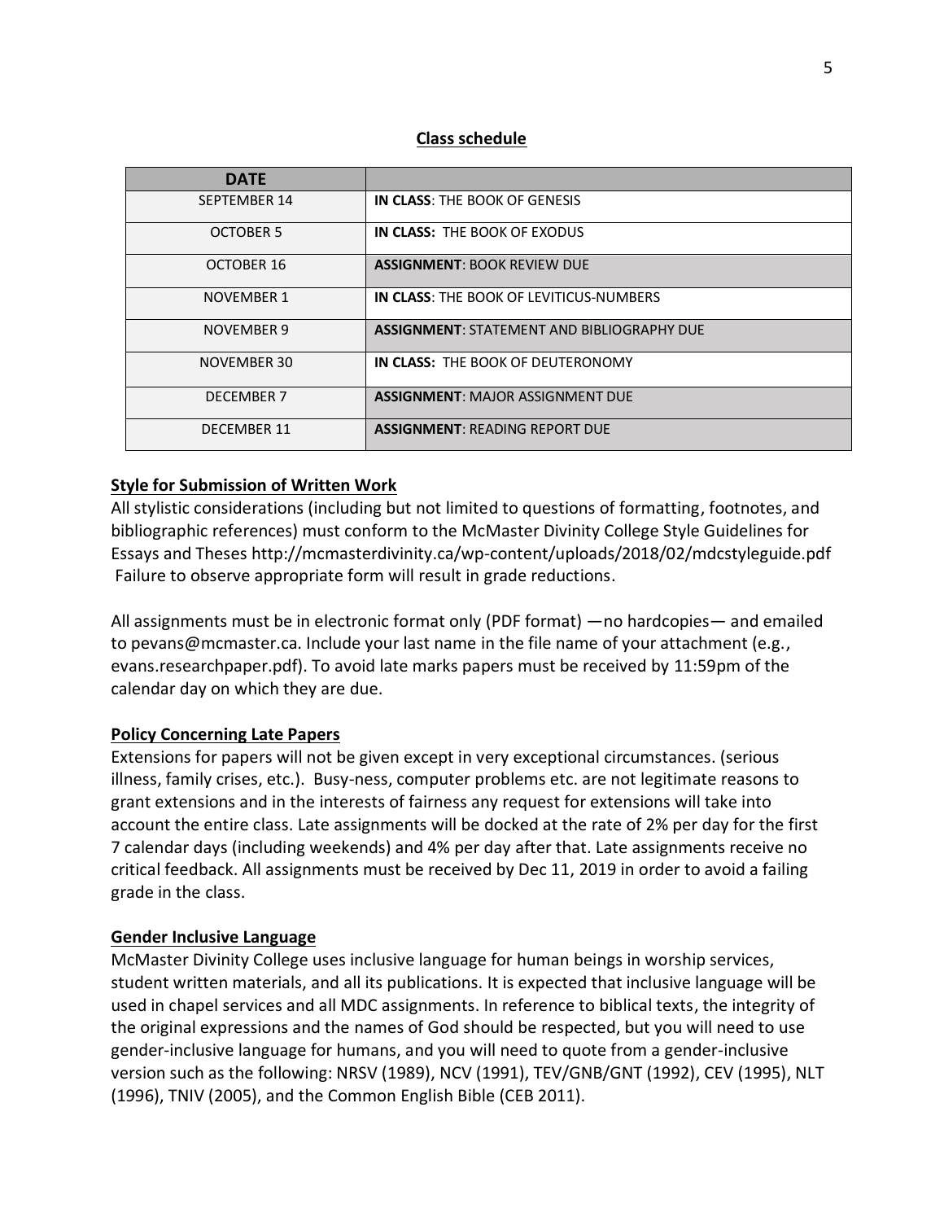## Class schedule

| DATE | |
|---|---|
| SEPTEMBER 14 | **IN CLASS**: THE BOOK OF GENESIS |
| OCTOBER 5 | **IN CLASS:** THE BOOK OF EXODUS |
| OCTOBER 16 | **ASSIGNMENT**: BOOK REVIEW DUE |
| NOVEMBER 1 | **IN CLASS**: THE BOOK OF LEVITICUS-NUMBERS |
| NOVEMBER 9 | **ASSIGNMENT**: STATEMENT AND BIBLIOGRAPHY DUE |
| NOVEMBER 30 | **IN CLASS:** THE BOOK OF DEUTERONOMY |
| DECEMBER 7 | **ASSIGNMENT**: MAJOR ASSIGNMENT DUE |
| DECEMBER 11 | **ASSIGNMENT**: READING REPORT DUE |

### Style for Submission of Written Work

All stylistic considerations (including but not limited to questions of formatting, footnotes, and bibliographic references) must conform to the McMaster Divinity College Style Guidelines for Essays and Theses http://mcmasterdivinity.ca/wp-content/uploads/2018/02/mdcstyleguide.pdf Failure to observe appropriate form will result in grade reductions.

All assignments must be in electronic format only (PDF format) —no hardcopies— and emailed to pevans@mcmaster.ca. Include your last name in the file name of your attachment (e.g., evans.researchpaper.pdf). To avoid late marks papers must be received by 11:59pm of the calendar day on which they are due.

### Policy Concerning Late Papers

Extensions for papers will not be given except in very exceptional circumstances. (serious illness, family crises, etc.). Busy-ness, computer problems etc. are not legitimate reasons to grant extensions and in the interests of fairness any request for extensions will take into account the entire class. Late assignments will be docked at the rate of 2% per day for the first 7 calendar days (including weekends) and 4% per day after that. Late assignments receive no critical feedback. All assignments must be received by Dec 11, 2019 in order to avoid a failing grade in the class.

### Gender Inclusive Language

McMaster Divinity College uses inclusive language for human beings in worship services, student written materials, and all its publications. It is expected that inclusive language will be used in chapel services and all MDC assignments. In reference to biblical texts, the integrity of the original expressions and the names of God should be respected, but you will need to use gender-inclusive language for humans, and you will need to quote from a gender-inclusive version such as the following: NRSV (1989), NCV (1991), TEV/GNB/GNT (1992), CEV (1995), NLT (1996), TNIV (2005), and the Common English Bible (CEB 2011).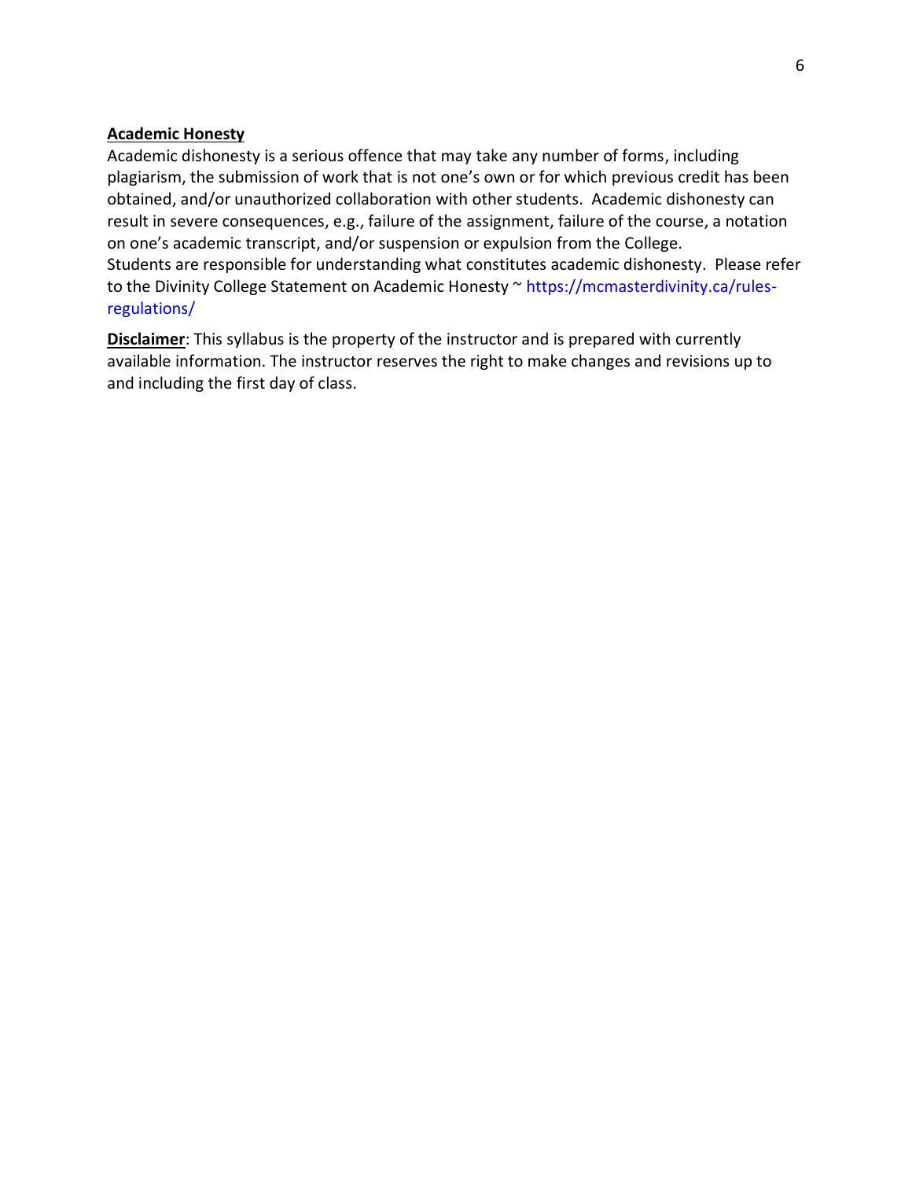**Academic Honesty**

Academic dishonesty is a serious offence that may take any number of forms, including plagiarism, the submission of work that is not one's own or for which previous credit has been obtained, and/or unauthorized collaboration with other students. Academic dishonesty can result in severe consequences, e.g., failure of the assignment, failure of the course, a notation on one's academic transcript, and/or suspension or expulsion from the College.
Students are responsible for understanding what constitutes academic dishonesty. Please refer to the Divinity College Statement on Academic Honesty ~ https://mcmasterdivinity.ca/rules-regulations/

**Disclaimer**: This syllabus is the property of the instructor and is prepared with currently available information. The instructor reserves the right to make changes and revisions up to and including the first day of class.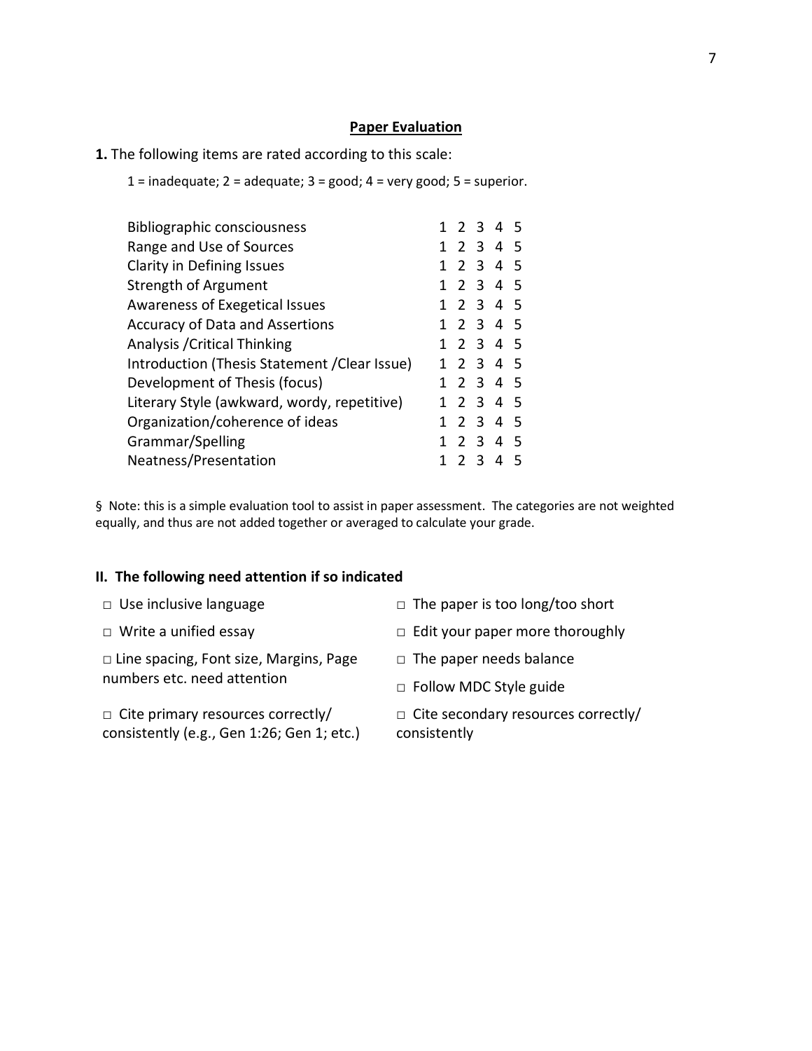## Paper Evaluation

**1.** The following items are rated according to this scale:

1 = inadequate; 2 = adequate; 3 = good; 4 = very good; 5 = superior.

| | |
|---|---|
| Bibliographic consciousness | 1 2 3 4 5 |
| Range and Use of Sources | 1 2 3 4 5 |
| Clarity in Defining Issues | 1 2 3 4 5 |
| Strength of Argument | 1 2 3 4 5 |
| Awareness of Exegetical Issues | 1 2 3 4 5 |
| Accuracy of Data and Assertions | 1 2 3 4 5 |
| Analysis /Critical Thinking | 1 2 3 4 5 |
| Introduction (Thesis Statement /Clear Issue) | 1 2 3 4 5 |
| Development of Thesis (focus) | 1 2 3 4 5 |
| Literary Style (awkward, wordy, repetitive) | 1 2 3 4 5 |
| Organization/coherence of ideas | 1 2 3 4 5 |
| Grammar/Spelling | 1 2 3 4 5 |
| Neatness/Presentation | 1 2 3 4 5 |

§ Note: this is a simple evaluation tool to assist in paper assessment. The categories are not weighted equally, and thus are not added together or averaged to calculate your grade.

### II. The following need attention if so indicated

- □ Use inclusive language
- □ Write a unified essay
- □ Line spacing, Font size, Margins, Page numbers etc. need attention
- □ Cite primary resources correctly/ consistently (e.g., Gen 1:26; Gen 1; etc.)
- □ The paper is too long/too short
- □ Edit your paper more thoroughly
- □ The paper needs balance
- □ Follow MDC Style guide
- □ Cite secondary resources correctly/ consistently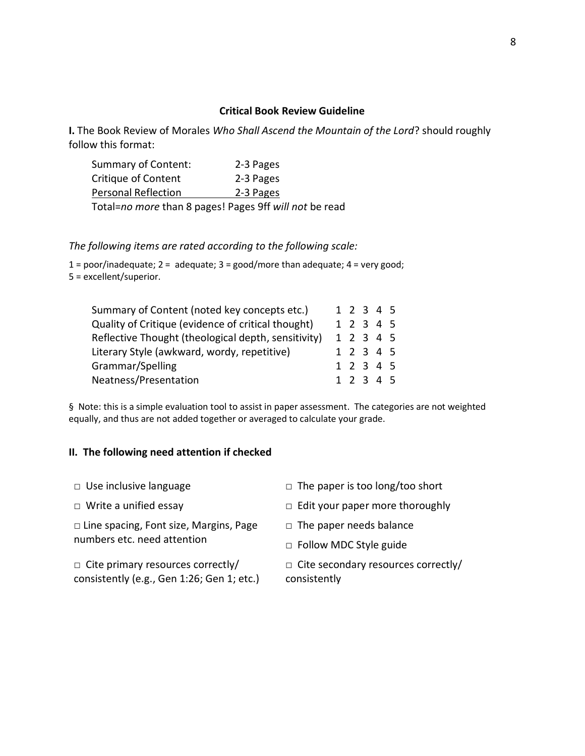## Critical Book Review Guideline

**I.** The Book Review of Morales *Who Shall Ascend the Mountain of the Lord*? should roughly follow this format:

| | |
|---|---|
| Summary of Content: | 2-3 Pages |
| Critique of Content | 2-3 Pages |
| Personal Reflection | 2-3 Pages |

Total=*no more* than 8 pages! Pages 9ff *will not* be read

*The following items are rated according to the following scale:*

1 = poor/inadequate; 2 = adequate; 3 = good/more than adequate; 4 = very good; 5 = excellent/superior.

| | |
|---|---|
| Summary of Content (noted key concepts etc.) | 1 2 3 4 5 |
| Quality of Critique (evidence of critical thought) | 1 2 3 4 5 |
| Reflective Thought (theological depth, sensitivity) | 1 2 3 4 5 |
| Literary Style (awkward, wordy, repetitive) | 1 2 3 4 5 |
| Grammar/Spelling | 1 2 3 4 5 |
| Neatness/Presentation | 1 2 3 4 5 |

§ Note: this is a simple evaluation tool to assist in paper assessment. The categories are not weighted equally, and thus are not added together or averaged to calculate your grade.

### II. The following need attention if checked

- □ Use inclusive language
- □ Write a unified essay
- □ Line spacing, Font size, Margins, Page numbers etc. need attention
- □ Cite primary resources correctly/ consistently (e.g., Gen 1:26; Gen 1; etc.)
- □ The paper is too long/too short
- □ Edit your paper more thoroughly
- □ The paper needs balance
- □ Follow MDC Style guide
- □ Cite secondary resources correctly/ consistently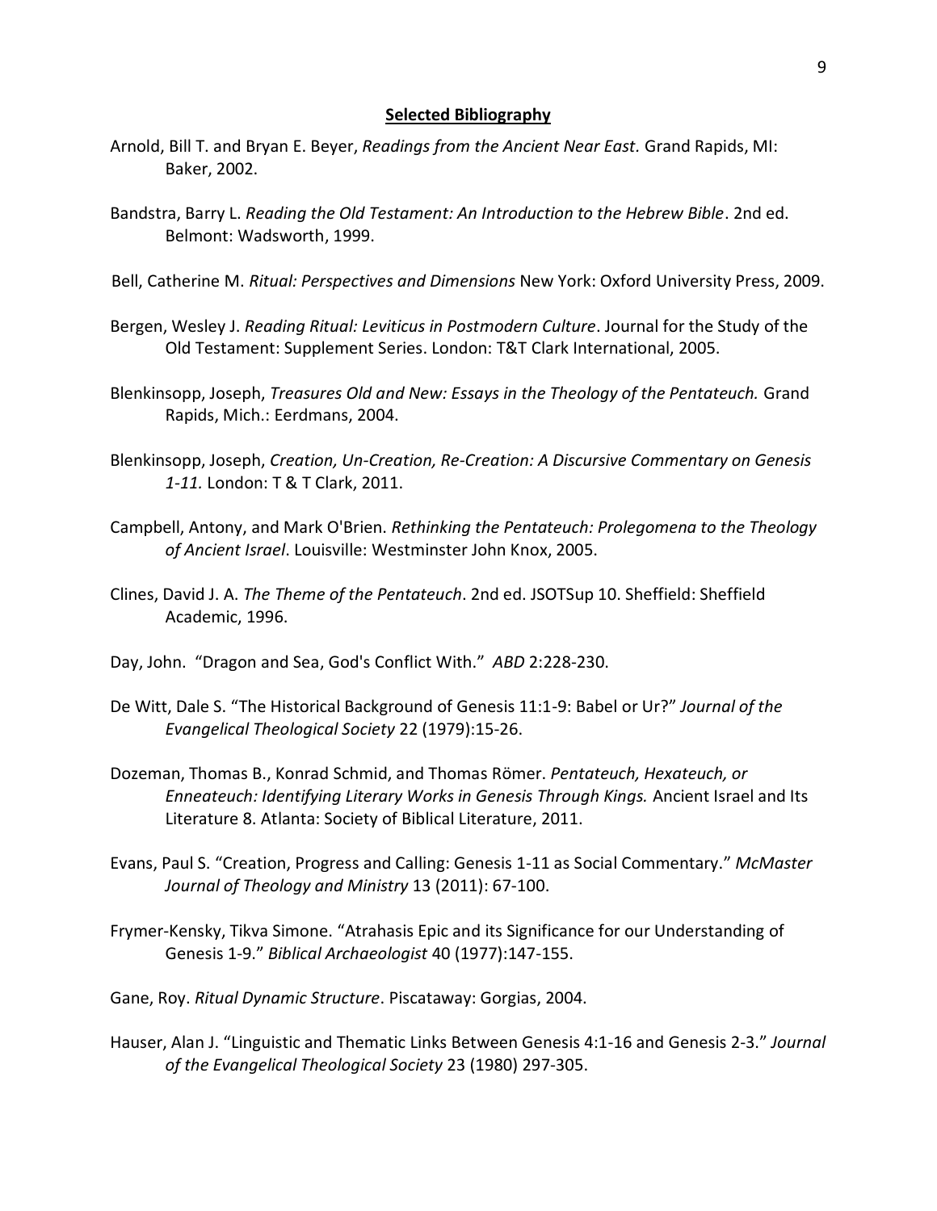## Selected Bibliography

Arnold, Bill T. and Bryan E. Beyer, *Readings from the Ancient Near East.* Grand Rapids, MI: Baker, 2002.

Bandstra, Barry L. *Reading the Old Testament: An Introduction to the Hebrew Bible*. 2nd ed. Belmont: Wadsworth, 1999.

Bell, Catherine M. *Ritual: Perspectives and Dimensions* New York: Oxford University Press, 2009.

Bergen, Wesley J. *Reading Ritual: Leviticus in Postmodern Culture*. Journal for the Study of the Old Testament: Supplement Series. London: T&T Clark International, 2005.

Blenkinsopp, Joseph, *Treasures Old and New: Essays in the Theology of the Pentateuch.* Grand Rapids, Mich.: Eerdmans, 2004.

Blenkinsopp, Joseph, *Creation, Un-Creation, Re-Creation: A Discursive Commentary on Genesis 1-11.* London: T & T Clark, 2011.

Campbell, Antony, and Mark O'Brien. *Rethinking the Pentateuch: Prolegomena to the Theology of Ancient Israel*. Louisville: Westminster John Knox, 2005.

Clines, David J. A. *The Theme of the Pentateuch*. 2nd ed. JSOTSup 10. Sheffield: Sheffield Academic, 1996.

Day, John. "Dragon and Sea, God's Conflict With." *ABD* 2:228-230.

De Witt, Dale S. "The Historical Background of Genesis 11:1-9: Babel or Ur?" *Journal of the Evangelical Theological Society* 22 (1979):15-26.

Dozeman, Thomas B., Konrad Schmid, and Thomas Römer. *Pentateuch, Hexateuch, or Enneateuch: Identifying Literary Works in Genesis Through Kings.* Ancient Israel and Its Literature 8. Atlanta: Society of Biblical Literature, 2011.

Evans, Paul S. "Creation, Progress and Calling: Genesis 1-11 as Social Commentary." *McMaster Journal of Theology and Ministry* 13 (2011): 67-100.

Frymer-Kensky, Tikva Simone. "Atrahasis Epic and its Significance for our Understanding of Genesis 1-9." *Biblical Archaeologist* 40 (1977):147-155.

Gane, Roy. *Ritual Dynamic Structure*. Piscataway: Gorgias, 2004.

Hauser, Alan J. "Linguistic and Thematic Links Between Genesis 4:1-16 and Genesis 2-3." *Journal of the Evangelical Theological Society* 23 (1980) 297-305.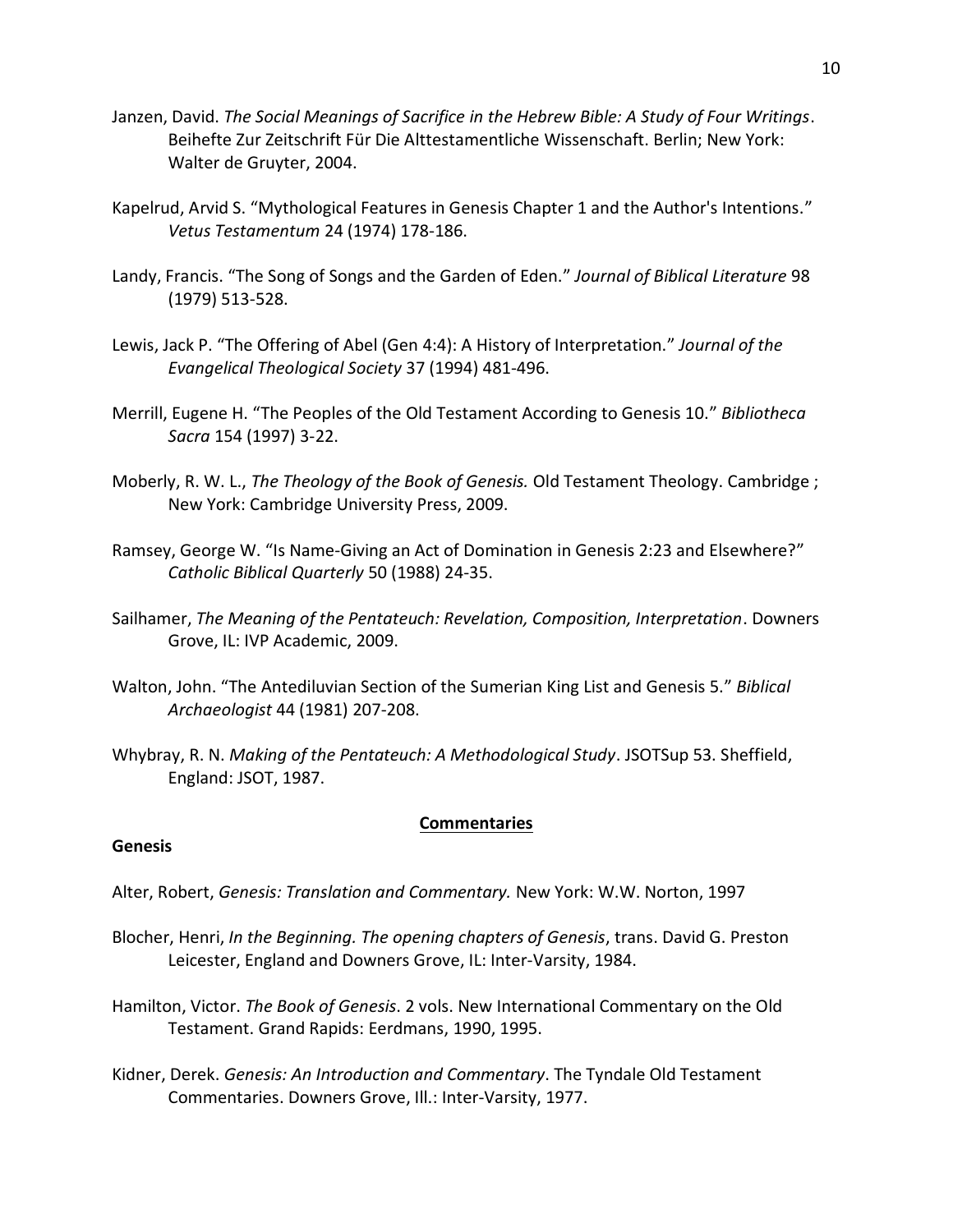Janzen, David. *The Social Meanings of Sacrifice in the Hebrew Bible: A Study of Four Writings*. Beihefte Zur Zeitschrift Für Die Alttestamentliche Wissenschaft. Berlin; New York: Walter de Gruyter, 2004.

Kapelrud, Arvid S. "Mythological Features in Genesis Chapter 1 and the Author's Intentions." *Vetus Testamentum* 24 (1974) 178-186.

Landy, Francis. "The Song of Songs and the Garden of Eden." *Journal of Biblical Literature* 98 (1979) 513-528.

Lewis, Jack P. "The Offering of Abel (Gen 4:4): A History of Interpretation." *Journal of the Evangelical Theological Society* 37 (1994) 481-496.

Merrill, Eugene H. "The Peoples of the Old Testament According to Genesis 10." *Bibliotheca Sacra* 154 (1997) 3-22.

Moberly, R. W. L., *The Theology of the Book of Genesis.* Old Testament Theology. Cambridge ; New York: Cambridge University Press, 2009.

Ramsey, George W. "Is Name-Giving an Act of Domination in Genesis 2:23 and Elsewhere?" *Catholic Biblical Quarterly* 50 (1988) 24-35.

Sailhamer, *The Meaning of the Pentateuch: Revelation, Composition, Interpretation*. Downers Grove, IL: IVP Academic, 2009.

Walton, John. "The Antediluvian Section of the Sumerian King List and Genesis 5." *Biblical Archaeologist* 44 (1981) 207-208.

Whybray, R. N. *Making of the Pentateuch: A Methodological Study*. JSOTSup 53. Sheffield, England: JSOT, 1987.

## Commentaries

### Genesis

Alter, Robert, *Genesis: Translation and Commentary.* New York: W.W. Norton, 1997

Blocher, Henri, *In the Beginning. The opening chapters of Genesis*, trans. David G. Preston Leicester, England and Downers Grove, IL: Inter-Varsity, 1984.

Hamilton, Victor. *The Book of Genesis*. 2 vols. New International Commentary on the Old Testament. Grand Rapids: Eerdmans, 1990, 1995.

Kidner, Derek. *Genesis: An Introduction and Commentary*. The Tyndale Old Testament Commentaries. Downers Grove, Ill.: Inter-Varsity, 1977.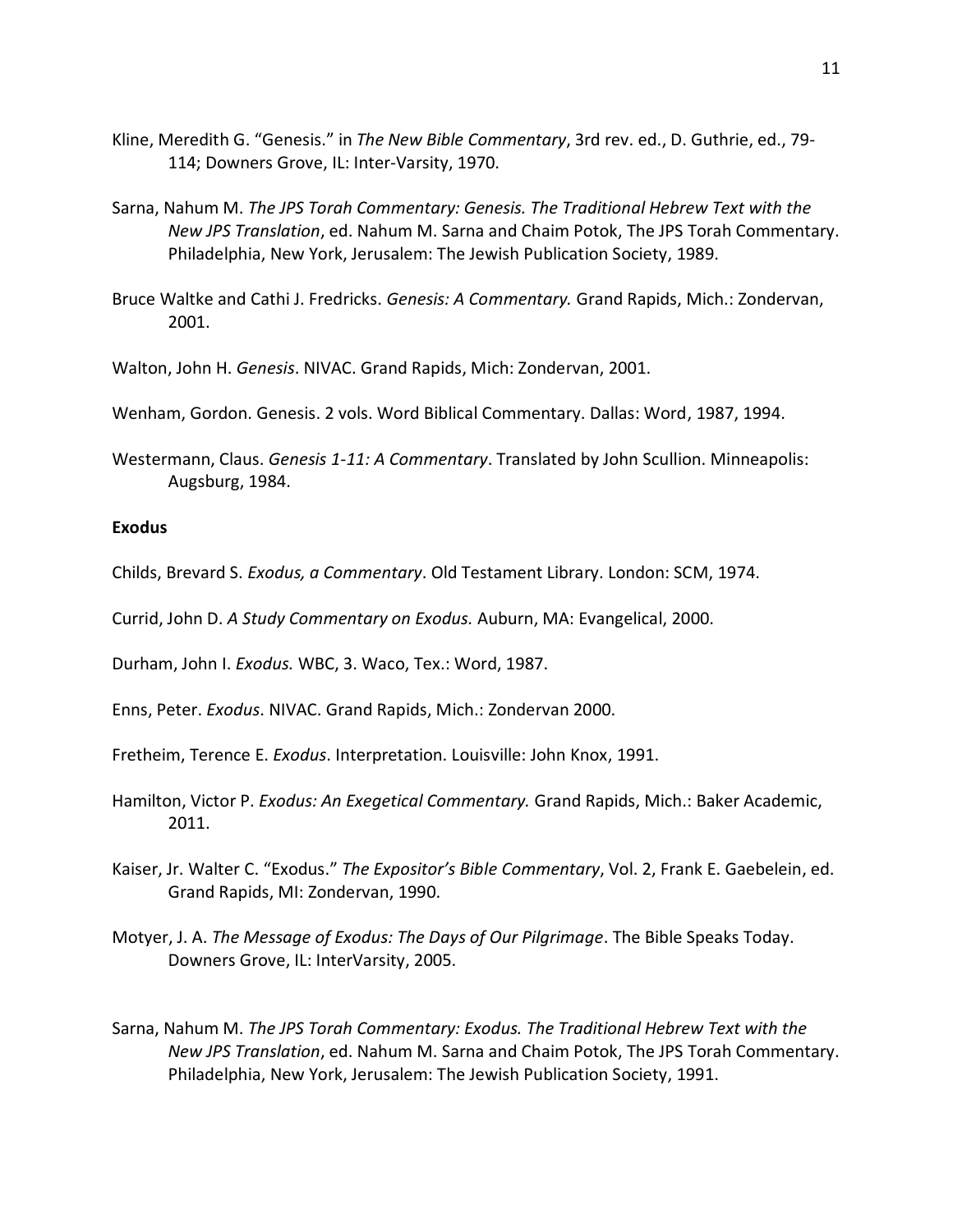Kline, Meredith G. "Genesis." in *The New Bible Commentary*, 3rd rev. ed., D. Guthrie, ed., 79-114; Downers Grove, IL: Inter-Varsity, 1970.

Sarna, Nahum M. *The JPS Torah Commentary: Genesis. The Traditional Hebrew Text with the New JPS Translation*, ed. Nahum M. Sarna and Chaim Potok, The JPS Torah Commentary. Philadelphia, New York, Jerusalem: The Jewish Publication Society, 1989.

Bruce Waltke and Cathi J. Fredricks. *Genesis: A Commentary.* Grand Rapids, Mich.: Zondervan, 2001.

Walton, John H. *Genesis*. NIVAC. Grand Rapids, Mich: Zondervan, 2001.

Wenham, Gordon. Genesis. 2 vols. Word Biblical Commentary. Dallas: Word, 1987, 1994.

Westermann, Claus. *Genesis 1-11: A Commentary*. Translated by John Scullion. Minneapolis: Augsburg, 1984.

**Exodus**

Childs, Brevard S. *Exodus, a Commentary*. Old Testament Library. London: SCM, 1974.

Currid, John D. *A Study Commentary on Exodus.* Auburn, MA: Evangelical, 2000.

Durham, John I. *Exodus.* WBC, 3. Waco, Tex.: Word, 1987.

Enns, Peter. *Exodus*. NIVAC. Grand Rapids, Mich.: Zondervan 2000.

Fretheim, Terence E. *Exodus*. Interpretation. Louisville: John Knox, 1991.

Hamilton, Victor P. *Exodus: An Exegetical Commentary.* Grand Rapids, Mich.: Baker Academic, 2011.

Kaiser, Jr. Walter C. "Exodus." *The Expositor's Bible Commentary*, Vol. 2, Frank E. Gaebelein, ed. Grand Rapids, MI: Zondervan, 1990.

Motyer, J. A. *The Message of Exodus: The Days of Our Pilgrimage*. The Bible Speaks Today. Downers Grove, IL: InterVarsity, 2005.

Sarna, Nahum M. *The JPS Torah Commentary: Exodus. The Traditional Hebrew Text with the New JPS Translation*, ed. Nahum M. Sarna and Chaim Potok, The JPS Torah Commentary. Philadelphia, New York, Jerusalem: The Jewish Publication Society, 1991.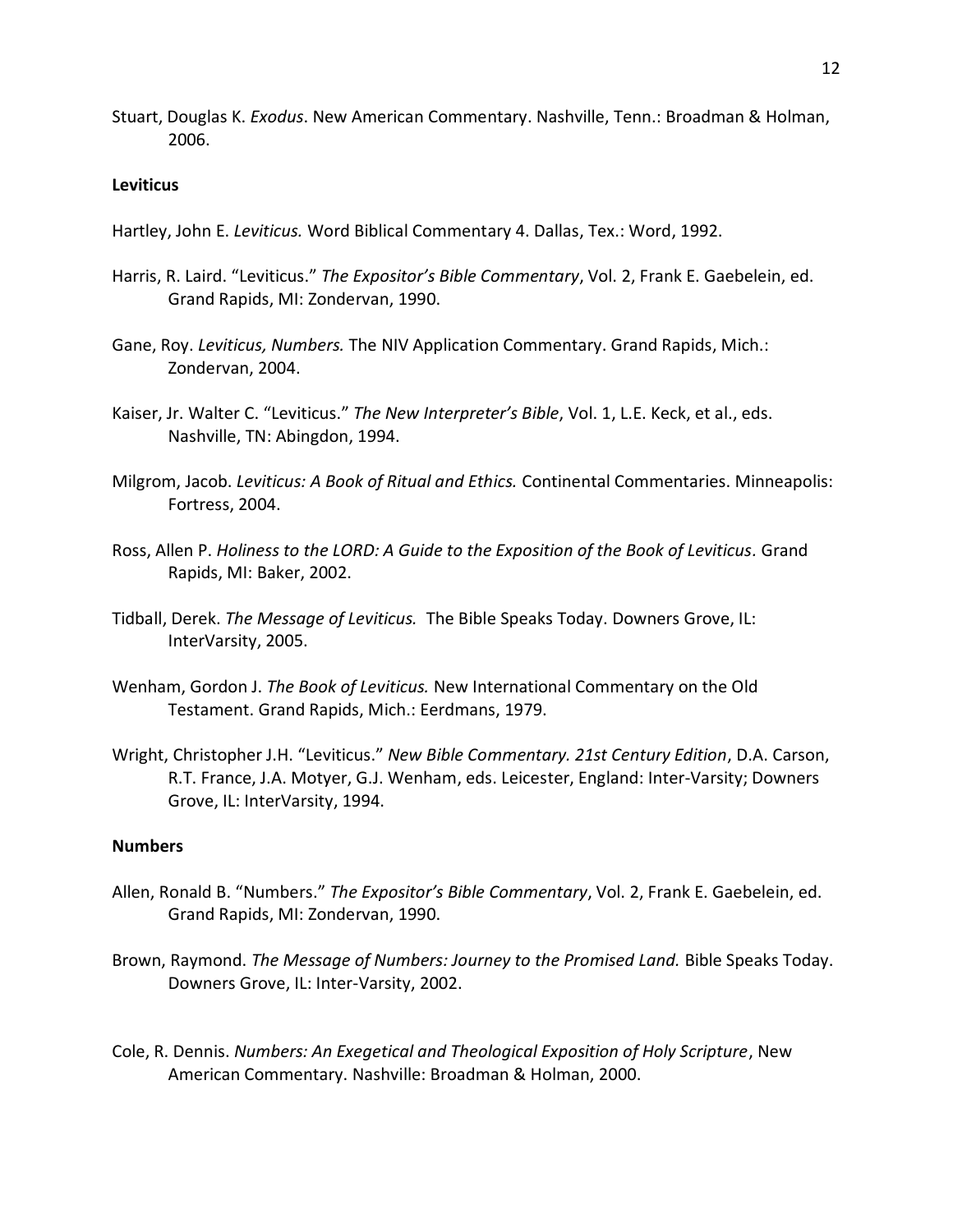Stuart, Douglas K. *Exodus*. New American Commentary. Nashville, Tenn.: Broadman & Holman, 2006.

**Leviticus**

Hartley, John E. *Leviticus.* Word Biblical Commentary 4. Dallas, Tex.: Word, 1992.

Harris, R. Laird. "Leviticus." *The Expositor's Bible Commentary*, Vol. 2, Frank E. Gaebelein, ed. Grand Rapids, MI: Zondervan, 1990.

Gane, Roy. *Leviticus, Numbers.* The NIV Application Commentary. Grand Rapids, Mich.: Zondervan, 2004.

Kaiser, Jr. Walter C. "Leviticus." *The New Interpreter's Bible*, Vol. 1, L.E. Keck, et al., eds. Nashville, TN: Abingdon, 1994.

Milgrom, Jacob. *Leviticus: A Book of Ritual and Ethics.* Continental Commentaries. Minneapolis: Fortress, 2004.

Ross, Allen P. *Holiness to the LORD: A Guide to the Exposition of the Book of Leviticus.* Grand Rapids, MI: Baker, 2002.

Tidball, Derek. *The Message of Leviticus.* The Bible Speaks Today. Downers Grove, IL: InterVarsity, 2005.

Wenham, Gordon J. *The Book of Leviticus.* New International Commentary on the Old Testament. Grand Rapids, Mich.: Eerdmans, 1979.

Wright, Christopher J.H. "Leviticus." *New Bible Commentary. 21st Century Edition*, D.A. Carson, R.T. France, J.A. Motyer, G.J. Wenham, eds. Leicester, England: Inter-Varsity; Downers Grove, IL: InterVarsity, 1994.

**Numbers**

Allen, Ronald B. "Numbers." *The Expositor's Bible Commentary*, Vol. 2, Frank E. Gaebelein, ed. Grand Rapids, MI: Zondervan, 1990.

Brown, Raymond. *The Message of Numbers: Journey to the Promised Land.* Bible Speaks Today. Downers Grove, IL: Inter-Varsity, 2002.

Cole, R. Dennis. *Numbers: An Exegetical and Theological Exposition of Holy Scripture*, New American Commentary. Nashville: Broadman & Holman, 2000.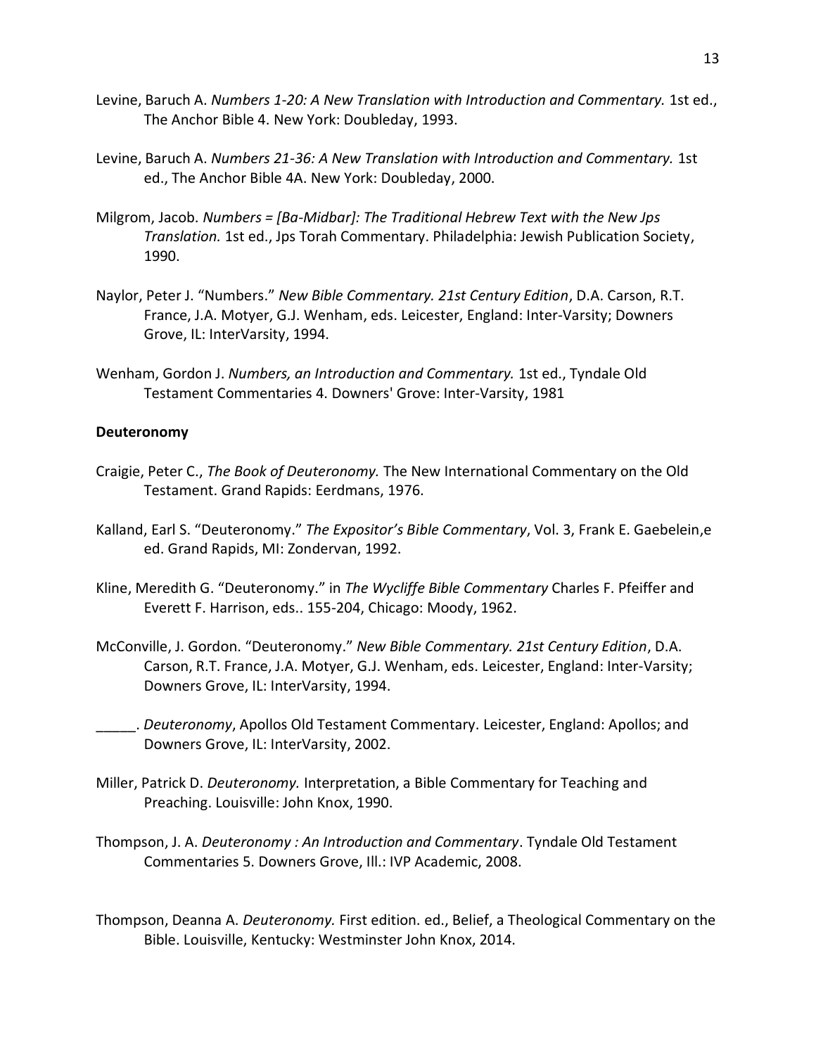Levine, Baruch A. *Numbers 1-20: A New Translation with Introduction and Commentary.* 1st ed., The Anchor Bible 4. New York: Doubleday, 1993.

Levine, Baruch A. *Numbers 21-36: A New Translation with Introduction and Commentary.* 1st ed., The Anchor Bible 4A. New York: Doubleday, 2000.

Milgrom, Jacob. *Numbers = [Ba-Midbar]: The Traditional Hebrew Text with the New Jps Translation.* 1st ed., Jps Torah Commentary. Philadelphia: Jewish Publication Society, 1990.

Naylor, Peter J. "Numbers." *New Bible Commentary. 21st Century Edition*, D.A. Carson, R.T. France, J.A. Motyer, G.J. Wenham, eds. Leicester, England: Inter-Varsity; Downers Grove, IL: InterVarsity, 1994.

Wenham, Gordon J. *Numbers, an Introduction and Commentary.* 1st ed., Tyndale Old Testament Commentaries 4. Downers' Grove: Inter-Varsity, 1981

**Deuteronomy**

Craigie, Peter C., *The Book of Deuteronomy.* The New International Commentary on the Old Testament. Grand Rapids: Eerdmans, 1976.

Kalland, Earl S. "Deuteronomy." *The Expositor's Bible Commentary*, Vol. 3, Frank E. Gaebelein,e ed. Grand Rapids, MI: Zondervan, 1992.

Kline, Meredith G. "Deuteronomy." in *The Wycliffe Bible Commentary* Charles F. Pfeiffer and Everett F. Harrison, eds.. 155-204, Chicago: Moody, 1962.

McConville, J. Gordon. "Deuteronomy." *New Bible Commentary. 21st Century Edition*, D.A. Carson, R.T. France, J.A. Motyer, G.J. Wenham, eds. Leicester, England: Inter-Varsity; Downers Grove, IL: InterVarsity, 1994.

_____. *Deuteronomy*, Apollos Old Testament Commentary. Leicester, England: Apollos; and Downers Grove, IL: InterVarsity, 2002.

Miller, Patrick D. *Deuteronomy.* Interpretation, a Bible Commentary for Teaching and Preaching. Louisville: John Knox, 1990.

Thompson, J. A. *Deuteronomy : An Introduction and Commentary*. Tyndale Old Testament Commentaries 5. Downers Grove, Ill.: IVP Academic, 2008.

Thompson, Deanna A. *Deuteronomy.* First edition. ed., Belief, a Theological Commentary on the Bible. Louisville, Kentucky: Westminster John Knox, 2014.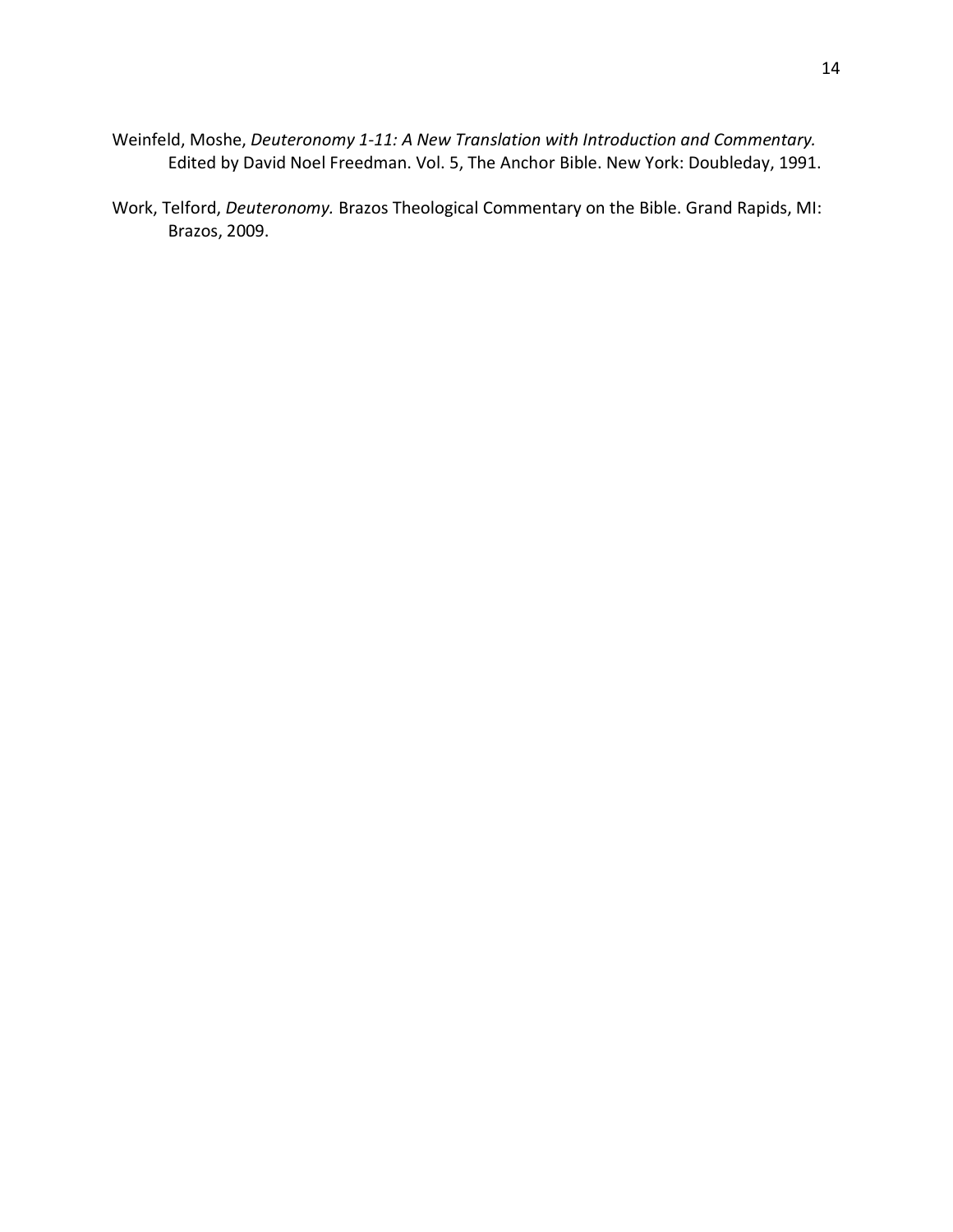Weinfeld, Moshe, *Deuteronomy 1-11: A New Translation with Introduction and Commentary.* Edited by David Noel Freedman. Vol. 5, The Anchor Bible. New York: Doubleday, 1991.

Work, Telford, *Deuteronomy.* Brazos Theological Commentary on the Bible. Grand Rapids, MI: Brazos, 2009.